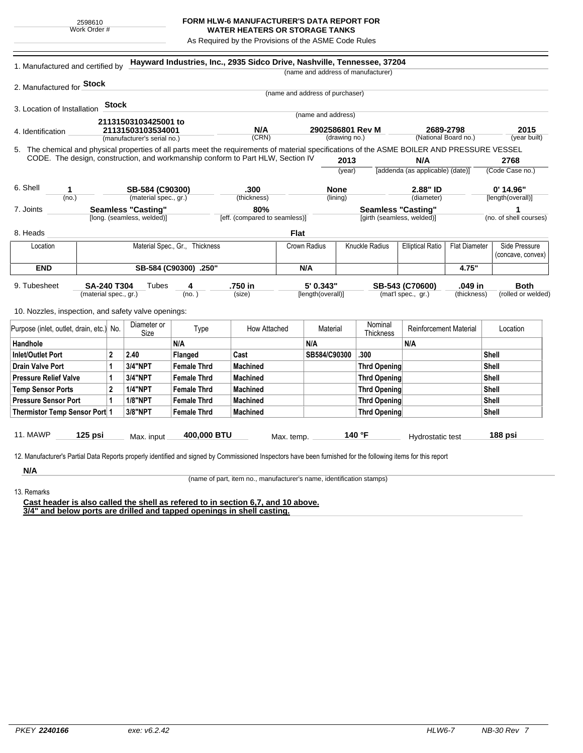2598610
Work Order #

# FORM HLW-6 MANUFACTURER'S DATA REPORT FOR WATER HEATERS OR STORAGE TANKS

As Required by the Provisions of the ASME Code Rules

1. Manufactured and certified by **Hayward Industries, Inc., 2935 Sidco Drive, Nashville, Tennessee, 37204**
(name and address of manufacturer)

2. Manufactured for **Stock**
(name and address of purchaser)

3. Location of Installation **Stock**
(name and address)

4. Identification

| 21131503103425001 to 21131503103534001 | N/A | 2902586801 Rev M | 2689-2798 | 2015 |
|---|---|---|---|---|
| (manufacturer's serial no.) | (CRN) | (drawing no.) | (National Board no.) | (year built) |

5. The chemical and physical properties of all parts meet the requirements of material specifications of the ASME BOILER AND PRESSURE VESSEL CODE. The design, construction, and workmanship conform to Part HLW, Section IV **2013** (year) **N/A** [addenda (as applicable) (date)] **2768** (Code Case no.)

6. Shell

| 1 | SB-584 (C90300) | .300 | None | 2.88" ID | 0' 14.96" |
|---|---|---|---|---|---|
| (no.) | (material spec., gr.) | (thickness) | (lining) | (diameter) | [length(overall)] |

7. Joints

| Seamless "Casting" | 80% | Seamless "Casting" | 1 |
|---|---|---|---|
| [long. (seamless, welded)] | [eff. (compared to seamless)] | [girth (seamless, welded)] | (no. of shell courses) |

8. Heads **Flat**

| Location | Material Spec., Gr., Thickness | Crown Radius | Knuckle Radius | Elliptical Ratio | Flat Diameter | Side Pressure (concave, convex) |
|---|---|---|---|---|---|---|
| **END** | **SB-584 (C90300) .250"** | **N/A** | | | **4.75"** | |

9. Tubesheet

| SA-240 T304 | Tubes 4 | .750 in | 5' 0.343" | SB-543 (C70600) | .049 in | Both |
|---|---|---|---|---|---|---|
| (material spec., gr.) | (no.) | (size) | [length(overall)] | (mat'l spec., gr.) | (thickness) | (rolled or welded) |

10. Nozzles, inspection, and safety valve openings:

| Purpose (inlet, outlet, drain, etc.) | No. | Diameter or Size | Type | How Attached | Material | Nominal Thickness | Reinforcement Material | Location |
|---|---|---|---|---|---|---|---|---|
| Handhole | | | N/A | | N/A | | N/A | |
| Inlet/Outlet Port | 2 | 2.40 | Flanged | Cast | SB584/C90300 | .300 | | Shell |
| Drain Valve Port | 1 | 3/4"NPT | Female Thrd | Machined | | Thrd Opening | | Shell |
| Pressure Relief Valve | 1 | 3/4"NPT | Female Thrd | Machined | | Thrd Opening | | Shell |
| Temp Sensor Ports | 2 | 1/4"NPT | Female Thrd | Machined | | Thrd Opening | | Shell |
| Pressure Sensor Port | 1 | 1/8"NPT | Female Thrd | Machined | | Thrd Opening | | Shell |
| Thermistor Temp Sensor Port | 1 | 3/8"NPT | Female Thrd | Machined | | Thrd Opening | | Shell |

11. MAWP **125 psi** Max. input **400,000 BTU** Max. temp. **140 °F** Hydrostatic test **188 psi**

12. Manufacturer's Partial Data Reports properly identified and signed by Commissioned Inspectors have been furnished for the following items for this report

**N/A**
(name of part, item no., manufacturer's name, identification stamps)

13. Remarks

**Cast header is also called the shell as refered to in section 6,7, and 10 above.**
**3/4" and below ports are drilled and tapped openings in shell casting.**

PKEY 2240166 exe: v6.2.42 HLW6-7 NB-30 Rev 7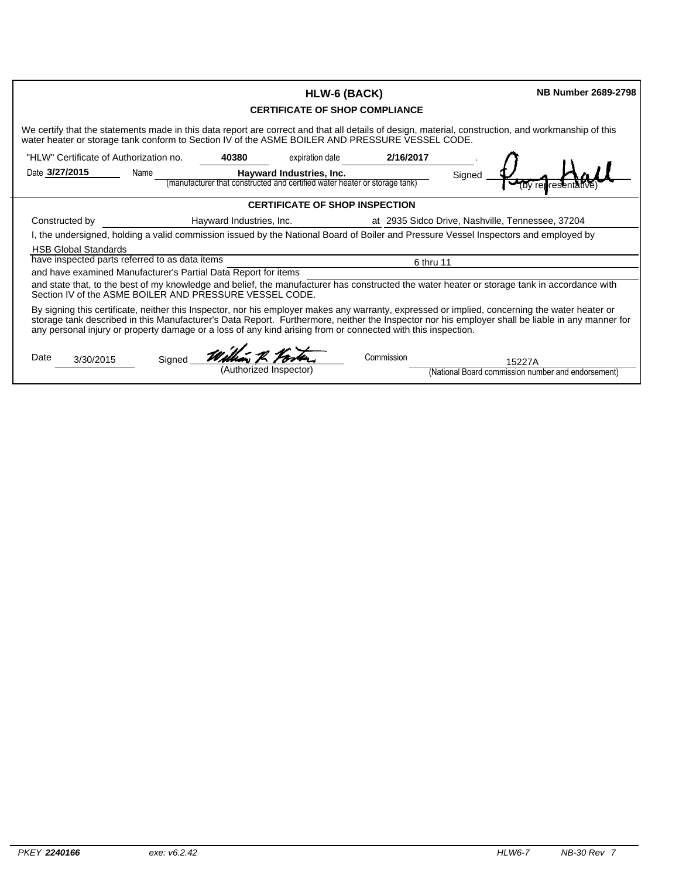# HLW-6 (BACK)

**NB Number 2689-2798**

## CERTIFICATE OF SHOP COMPLIANCE

We certify that the statements made in this data report are correct and that all details of design, material, construction, and workmanship of this water heater or storage tank conform to Section IV of the ASME BOILER AND PRESSURE VESSEL CODE.

"HLW" Certificate of Authorization no. **40380** expiration date **2/16/2017** .

Date **3/27/2015** Name **Hayward Industries, Inc.** Signed _[signature]_
(manufacturer that constructed and certified water heater or storage tank) (by representative)

## CERTIFICATE OF SHOP INSPECTION

Constructed by Hayward Industries, Inc. at 2935 Sidco Drive, Nashville, Tennessee, 37204

I, the undersigned, holding a valid commission issued by the National Board of Boiler and Pressure Vessel Inspectors and employed by HSB Global Standards

have inspected parts referred to as data items 6 thru 11

and have examined Manufacturer's Partial Data Report for items

and state that, to the best of my knowledge and belief, the manufacturer has constructed the water heater or storage tank in accordance with Section IV of the ASME BOILER AND PRESSURE VESSEL CODE.

By signing this certificate, neither this Inspector, nor his employer makes any warranty, expressed or implied, concerning the water heater or storage tank described in this Manufacturer's Data Report. Furthermore, neither the Inspector nor his employer shall be liable in any manner for any personal injury or property damage or a loss of any kind arising from or connected with this inspection.

Date 3/30/2015 Signed _[signature]_ Commission 15227A
(Authorized Inspector) (National Board commission number and endorsement)

PKEY **2240166** exe: v6.2.42 HLW6-7 NB-30 Rev 7